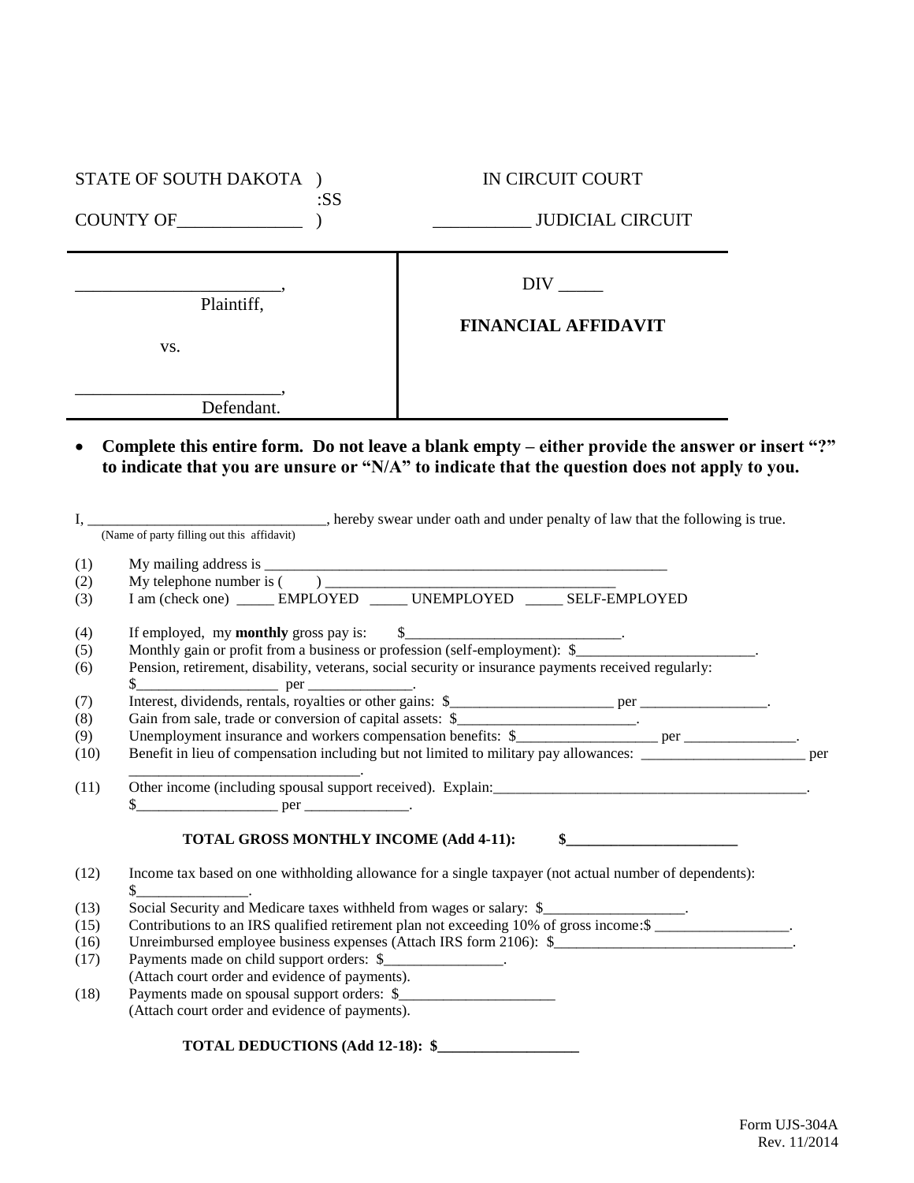STATE OF SOUTH DAKOTA )
:SS
COUNTY OF______________ )

IN CIRCUIT COURT

___________ JUDICIAL CIRCUIT

| | |
|---|---|
| _______________________,<br>Plaintiff,<br><br>vs.<br><br>_______________________,<br>Defendant. | DIV _____<br><br>**FINANCIAL AFFIDAVIT** |

- **Complete this entire form. Do not leave a blank empty – either provide the answer or insert "?" to indicate that you are unsure or "N/A" to indicate that the question does not apply to you.**

I, _______________________________, hereby swear under oath and under penalty of law that the following is true.
(Name of party filling out this affidavit)

(1) My mailing address is _______________________________________________________

(2) My telephone number is ( ) ______________________________________

(3) I am (check one) _____ EMPLOYED _____ UNEMPLOYED _____ SELF-EMPLOYED

(4) If employed, my **monthly** gross pay is: $_____________________________.

(5) Monthly gain or profit from a business or profession (self-employment): $________________________.

(6) Pension, retirement, disability, veterans, social security or insurance payments received regularly:
$__________________ per ______________.

(7) Interest, dividends, rentals, royalties or other gains: $______________________ per _________________.

(8) Gain from sale, trade or conversion of capital assets: $________________________.

(9) Unemployment insurance and workers compensation benefits: $__________________ per _______________.

(10) Benefit in lieu of compensation including but not limited to military pay allowances: ______________________ per
______________________________.

(11) Other income (including spousal support received). Explain:____________________________________________.
$__________________ per ______________.

**TOTAL GROSS MONTHLY INCOME (Add 4-11): $_______________________**

(12) Income tax based on one withholding allowance for a single taxpayer (not actual number of dependents):
$_______________.

(13) Social Security and Medicare taxes withheld from wages or salary: $___________________.

(15) Contributions to an IRS qualified retirement plan not exceeding 10% of gross income:$ _________________.

(16) Unreimbursed employee business expenses (Attach IRS form 2106): $________________________________.

(17) Payments made on child support orders: $________________.
(Attach court order and evidence of payments).

(18) Payments made on spousal support orders: $_____________________
(Attach court order and evidence of payments).

**TOTAL DEDUCTIONS (Add 12-18): $___________________**

Form UJS-304A
Rev. 11/2014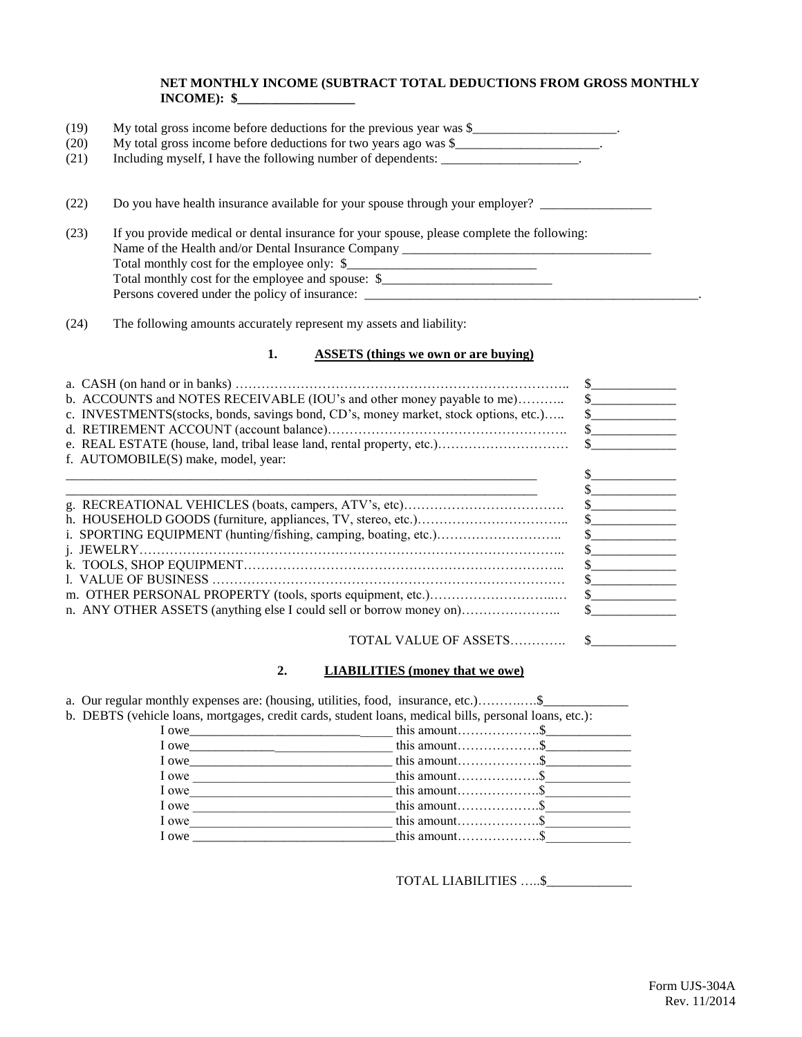**NET MONTHLY INCOME (SUBTRACT TOTAL DEDUCTIONS FROM GROSS MONTHLY INCOME): $__________________**

(19) My total gross income before deductions for the previous year was $______________________.

(20) My total gross income before deductions for two years ago was $______________________.

(21) Including myself, I have the following number of dependents: _____________________.

(22) Do you have health insurance available for your spouse through your employer? _________________

(23) If you provide medical or dental insurance for your spouse, please complete the following:
Name of the Health and/or Dental Insurance Company ______________________________________
Total monthly cost for the employee only: $_____________________________
Total monthly cost for the employee and spouse: $__________________________
Persons covered under the policy of insurance: _____________________________________________________.

(24) The following amounts accurately represent my assets and liability:

## 1. ASSETS (things we own or are buying)

a. CASH (on hand or in banks) ………………………………………………………………….. $_____________

b. ACCOUNTS and NOTES RECEIVABLE (IOU's and other money payable to me)……….. $_____________

c. INVESTMENTS(stocks, bonds, savings bond, CD's, money market, stock options, etc.)….. $_____________

d. RETIREMENT ACCOUNT (account balance)………………………………………………. $_____________

e. REAL ESTATE (house, land, tribal lease land, rental property, etc.)………………………… $_____________

f. AUTOMOBILE(S) make, model, year:

____________________________________________________________________________ $_____________

____________________________________________________________________________ $_____________

g. RECREATIONAL VEHICLES (boats, campers, ATV's, etc)………………………………. $_____________

h. HOUSEHOLD GOODS (furniture, appliances, TV, stereo, etc.)…………………………….. $_____________

i. SPORTING EQUIPMENT (hunting/fishing, camping, boating, etc.)……………………….. $_____________

j. JEWELRY…………………………………………………………………………………….. $_____________

k. TOOLS, SHOP EQUIPMENT……………………………………………………………….. $_____________

l. VALUE OF BUSINESS …………………………………………………………………… $_____________

m. OTHER PERSONAL PROPERTY (tools, sports equipment, etc.)………………………..… $_____________

n. ANY OTHER ASSETS (anything else I could sell or borrow money on)………………….. $_____________

TOTAL VALUE OF ASSETS…………. $_____________

## 2. LIABILITIES (money that we owe)

a. Our regular monthly expenses are: (housing, utilities, food, insurance, etc.)……….….$_____________

b. DEBTS (vehicle loans, mortgages, credit cards, student loans, medical bills, personal loans, etc.):

I owe_______________________________ this amount……………….$_____________
I owe_______________________________ this amount……………….$_____________
I owe_______________________________ this amount……………….$_____________
I owe _______________________________this amount……………….$_____________
I owe_______________________________ this amount……………….$_____________
I owe _______________________________this amount……………….$_____________
I owe_______________________________ this amount……………….$_____________
I owe _______________________________this amount……………….$_____________

TOTAL LIABILITIES …..$_____________

Form UJS-304A
Rev. 11/2014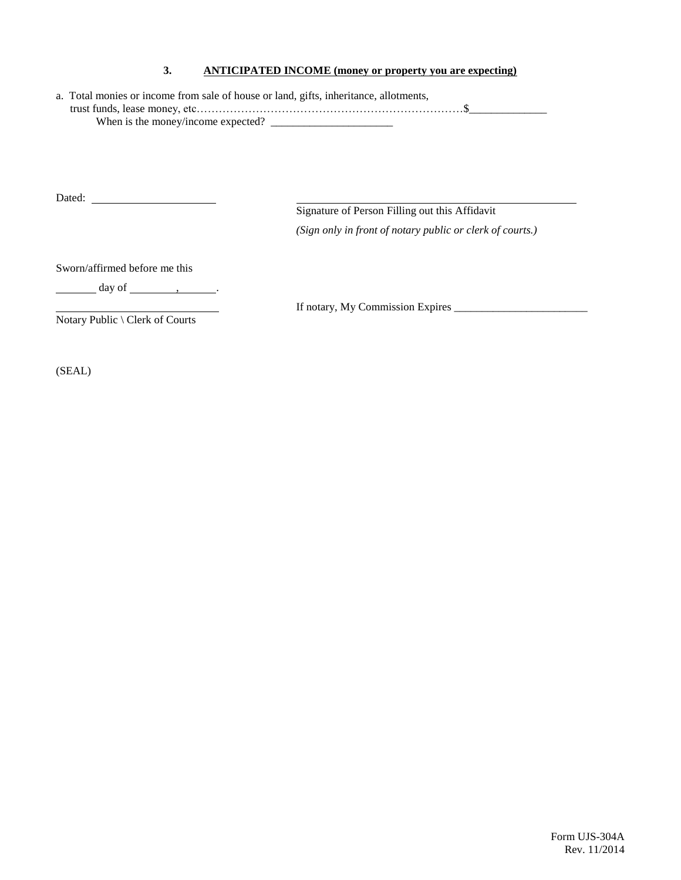### 3. ANTICIPATED INCOME (money or property you are expecting)

a. Total monies or income from sale of house or land, gifts, inheritance, allotments, trust funds, lease money, etc……………………………………………………………………$______________

When is the money/income expected? ______________________

Dated: ______________________

______________________________________________
Signature of Person Filling out this Affidavit

*(Sign only in front of notary public or clerk of courts.)*

Sworn/affirmed before me this

_______ day of ________, _______.

____________________________
Notary Public \ Clerk of Courts

If notary, My Commission Expires ________________________

(SEAL)

Form UJS-304A
Rev. 11/2014